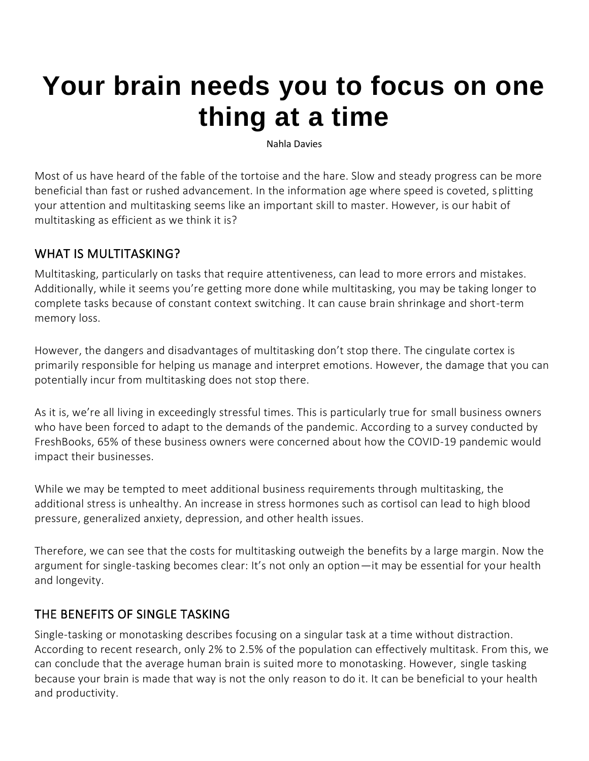# Your brain needs you to focus on one thing at a time

Nahla Davies

Most of us have heard of the fable of the tortoise and the hare. Slow and steady progress can be more beneficial than fast or rushed advancement. In the information age where speed is coveted, splitting your attention and multitasking seems like an important skill to master. However, is our habit of multitasking as efficient as we think it is?

## WHAT IS MULTITASKING?

Multitasking, particularly on tasks that require attentiveness, can lead to more errors and mistakes. Additionally, while it seems you're getting more done while multitasking, you may be taking longer to complete tasks because of constant context switching. It can cause brain shrinkage and short-term memory loss.

However, the dangers and disadvantages of multitasking don't stop there. The cingulate cortex is primarily responsible for helping us manage and interpret emotions. However, the damage that you can potentially incur from multitasking does not stop there.

As it is, we're all living in exceedingly stressful times. This is particularly true for small business owners who have been forced to adapt to the demands of the pandemic. According to a survey conducted by FreshBooks, 65% of these business owners were concerned about how the COVID-19 pandemic would impact their businesses.

While we may be tempted to meet additional business requirements through multitasking, the additional stress is unhealthy. An increase in stress hormones such as cortisol can lead to high blood pressure, generalized anxiety, depression, and other health issues.

Therefore, we can see that the costs for multitasking outweigh the benefits by a large margin. Now the argument for single-tasking becomes clear: It's not only an option—it may be essential for your health and longevity.

## THE BENEFITS OF SINGLE TASKING

Single-tasking or monotasking describes focusing on a singular task at a time without distraction. According to recent research, only 2% to 2.5% of the population can effectively multitask. From this, we can conclude that the average human brain is suited more to monotasking. However, single tasking because your brain is made that way is not the only reason to do it. It can be beneficial to your health and productivity.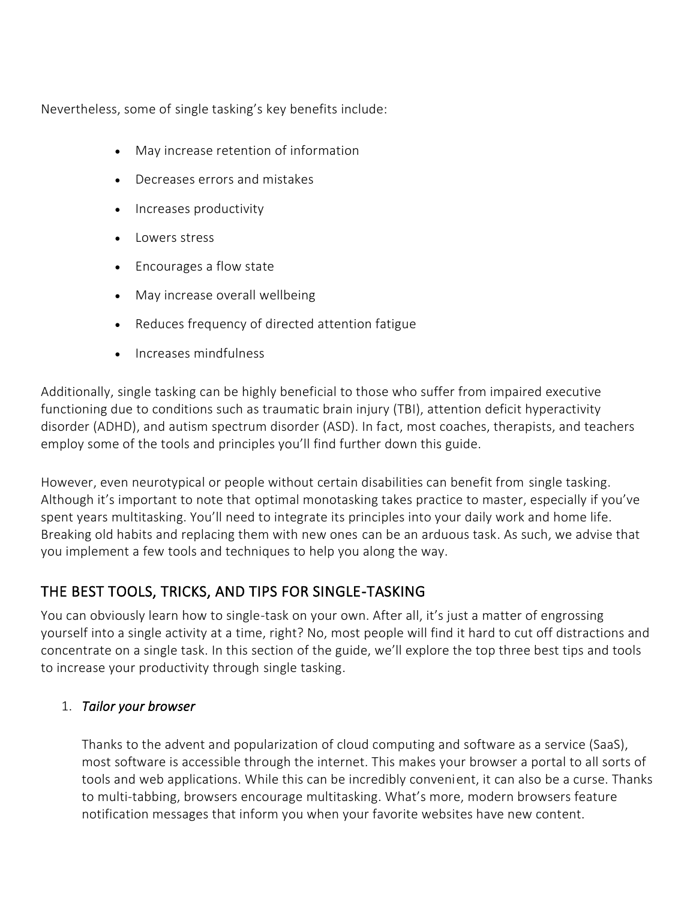Nevertheless, some of single tasking's key benefits include:

- May increase retention of information
- Decreases errors and mistakes
- Increases productivity
- Lowers stress
- Encourages a flow state
- May increase overall wellbeing
- Reduces frequency of directed attention fatigue
- Increases mindfulness

Additionally, single tasking can be highly beneficial to those who suffer from impaired executive functioning due to conditions such as traumatic brain injury (TBI), attention deficit hyperactivity disorder (ADHD), and autism spectrum disorder (ASD). In fact, most coaches, therapists, and teachers employ some of the tools and principles you'll find further down this guide.

However, even neurotypical or people without certain disabilities can benefit from single tasking. Although it's important to note that optimal monotasking takes practice to master, especially if you've spent years multitasking. You'll need to integrate its principles into your daily work and home life. Breaking old habits and replacing them with new ones can be an arduous task. As such, we advise that you implement a few tools and techniques to help you along the way.

## THE BEST TOOLS, TRICKS, AND TIPS FOR SINGLE-TASKING

You can obviously learn how to single-task on your own. After all, it's just a matter of engrossing yourself into a single activity at a time, right? No, most people will find it hard to cut off distractions and concentrate on a single task. In this section of the guide, we'll explore the top three best tips and tools to increase your productivity through single tasking.

1. *Tailor your browser*

   Thanks to the advent and popularization of cloud computing and software as a service (SaaS), most software is accessible through the internet. This makes your browser a portal to all sorts of tools and web applications. While this can be incredibly convenient, it can also be a curse. Thanks to multi-tabbing, browsers encourage multitasking. What's more, modern browsers feature notification messages that inform you when your favorite websites have new content.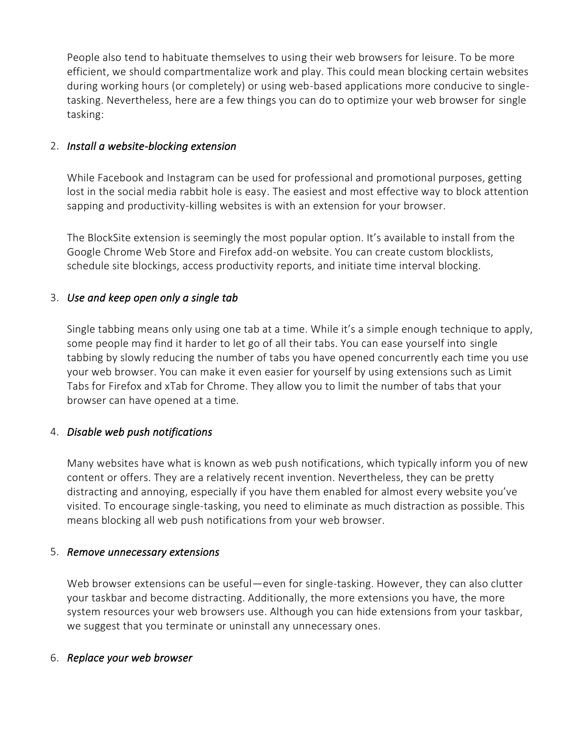People also tend to habituate themselves to using their web browsers for leisure. To be more efficient, we should compartmentalize work and play. This could mean blocking certain websites during working hours (or completely) or using web-based applications more conducive to single-tasking. Nevertheless, here are a few things you can do to optimize your web browser for single tasking:

2. *Install a website-blocking extension*

   While Facebook and Instagram can be used for professional and promotional purposes, getting lost in the social media rabbit hole is easy. The easiest and most effective way to block attention sapping and productivity-killing websites is with an extension for your browser.

   The BlockSite extension is seemingly the most popular option. It's available to install from the Google Chrome Web Store and Firefox add-on website. You can create custom blocklists, schedule site blockings, access productivity reports, and initiate time interval blocking.

3. *Use and keep open only a single tab*

   Single tabbing means only using one tab at a time. While it's a simple enough technique to apply, some people may find it harder to let go of all their tabs. You can ease yourself into single tabbing by slowly reducing the number of tabs you have opened concurrently each time you use your web browser. You can make it even easier for yourself by using extensions such as Limit Tabs for Firefox and xTab for Chrome. They allow you to limit the number of tabs that your browser can have opened at a time.

4. *Disable web push notifications*

   Many websites have what is known as web push notifications, which typically inform you of new content or offers. They are a relatively recent invention. Nevertheless, they can be pretty distracting and annoying, especially if you have them enabled for almost every website you've visited. To encourage single-tasking, you need to eliminate as much distraction as possible. This means blocking all web push notifications from your web browser.

5. *Remove unnecessary extensions*

   Web browser extensions can be useful—even for single-tasking. However, they can also clutter your taskbar and become distracting. Additionally, the more extensions you have, the more system resources your web browsers use. Although you can hide extensions from your taskbar, we suggest that you terminate or uninstall any unnecessary ones.

6. *Replace your web browser*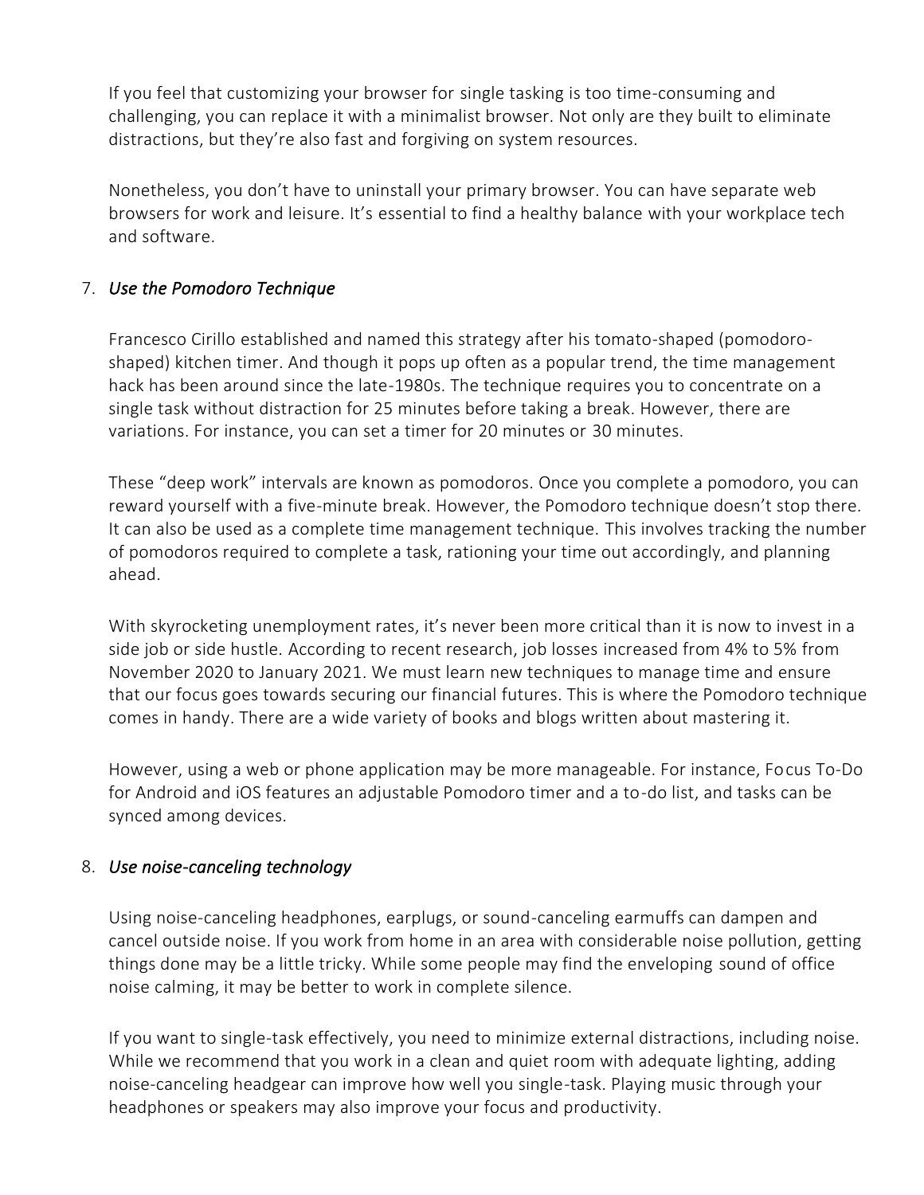If you feel that customizing your browser for single tasking is too time-consuming and challenging, you can replace it with a minimalist browser. Not only are they built to eliminate distractions, but they're also fast and forgiving on system resources.

Nonetheless, you don't have to uninstall your primary browser. You can have separate web browsers for work and leisure. It's essential to find a healthy balance with your workplace tech and software.

7. *Use the Pomodoro Technique*

   Francesco Cirillo established and named this strategy after his tomato-shaped (pomodoro-shaped) kitchen timer. And though it pops up often as a popular trend, the time management hack has been around since the late-1980s. The technique requires you to concentrate on a single task without distraction for 25 minutes before taking a break. However, there are variations. For instance, you can set a timer for 20 minutes or 30 minutes.

   These "deep work" intervals are known as pomodoros. Once you complete a pomodoro, you can reward yourself with a five-minute break. However, the Pomodoro technique doesn't stop there. It can also be used as a complete time management technique. This involves tracking the number of pomodoros required to complete a task, rationing your time out accordingly, and planning ahead.

   With skyrocketing unemployment rates, it's never been more critical than it is now to invest in a side job or side hustle. According to recent research, job losses increased from 4% to 5% from November 2020 to January 2021. We must learn new techniques to manage time and ensure that our focus goes towards securing our financial futures. This is where the Pomodoro technique comes in handy. There are a wide variety of books and blogs written about mastering it.

   However, using a web or phone application may be more manageable. For instance, Focus To-Do for Android and iOS features an adjustable Pomodoro timer and a to-do list, and tasks can be synced among devices.

8. *Use noise-canceling technology*

   Using noise-canceling headphones, earplugs, or sound-canceling earmuffs can dampen and cancel outside noise. If you work from home in an area with considerable noise pollution, getting things done may be a little tricky. While some people may find the enveloping sound of office noise calming, it may be better to work in complete silence.

   If you want to single-task effectively, you need to minimize external distractions, including noise. While we recommend that you work in a clean and quiet room with adequate lighting, adding noise-canceling headgear can improve how well you single-task. Playing music through your headphones or speakers may also improve your focus and productivity.